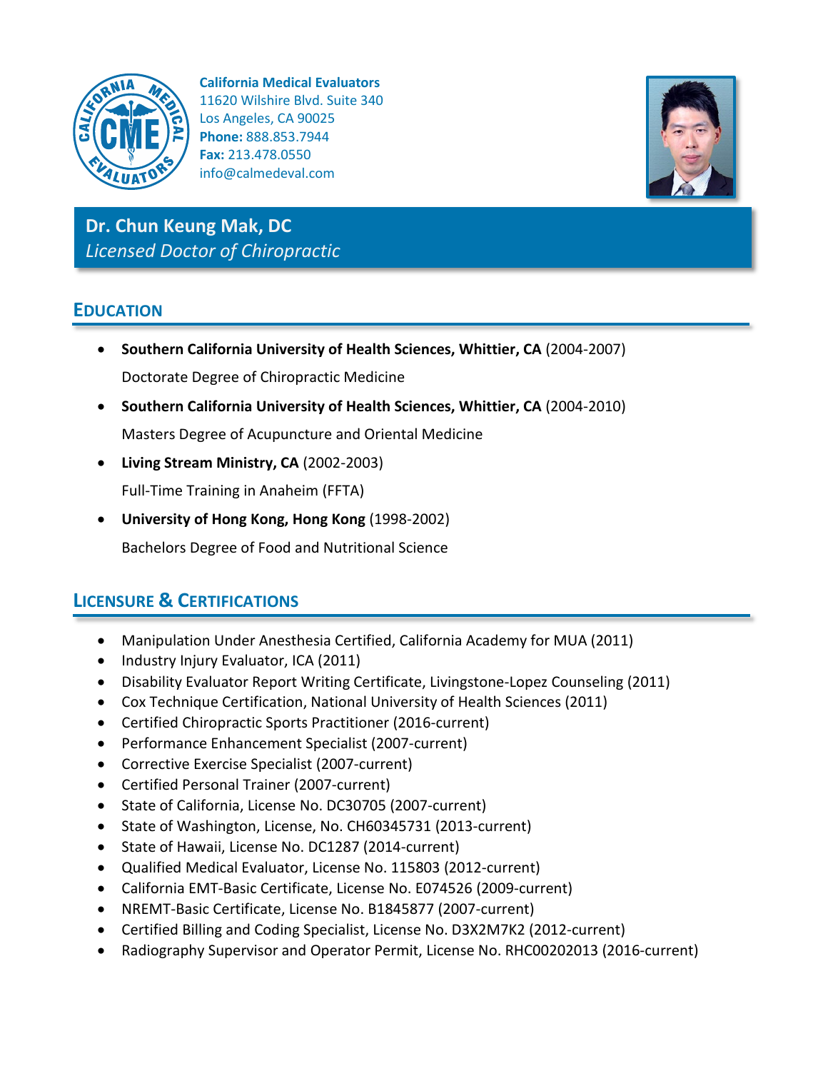**California Medical Evaluators**
11620 Wilshire Blvd. Suite 340
Los Angeles, CA 90025
**Phone:** 888.853.7944
**Fax:** 213.478.0550
info@calmedeval.com

# Dr. Chun Keung Mak, DC
*Licensed Doctor of Chiropractic*

## EDUCATION

- **Southern California University of Health Sciences, Whittier, CA** (2004-2007)
  Doctorate Degree of Chiropractic Medicine
- **Southern California University of Health Sciences, Whittier, CA** (2004-2010)
  Masters Degree of Acupuncture and Oriental Medicine
- **Living Stream Ministry, CA** (2002-2003)
  Full-Time Training in Anaheim (FFTA)
- **University of Hong Kong, Hong Kong** (1998-2002)
  Bachelors Degree of Food and Nutritional Science

## LICENSURE & CERTIFICATIONS

- Manipulation Under Anesthesia Certified, California Academy for MUA (2011)
- Industry Injury Evaluator, ICA (2011)
- Disability Evaluator Report Writing Certificate, Livingstone-Lopez Counseling (2011)
- Cox Technique Certification, National University of Health Sciences (2011)
- Certified Chiropractic Sports Practitioner (2016-current)
- Performance Enhancement Specialist (2007-current)
- Corrective Exercise Specialist (2007-current)
- Certified Personal Trainer (2007-current)
- State of California, License No. DC30705 (2007-current)
- State of Washington, License, No. CH60345731 (2013-current)
- State of Hawaii, License No. DC1287 (2014-current)
- Qualified Medical Evaluator, License No. 115803 (2012-current)
- California EMT-Basic Certificate, License No. E074526 (2009-current)
- NREMT-Basic Certificate, License No. B1845877 (2007-current)
- Certified Billing and Coding Specialist, License No. D3X2M7K2 (2012-current)
- Radiography Supervisor and Operator Permit, License No. RHC00202013 (2016-current)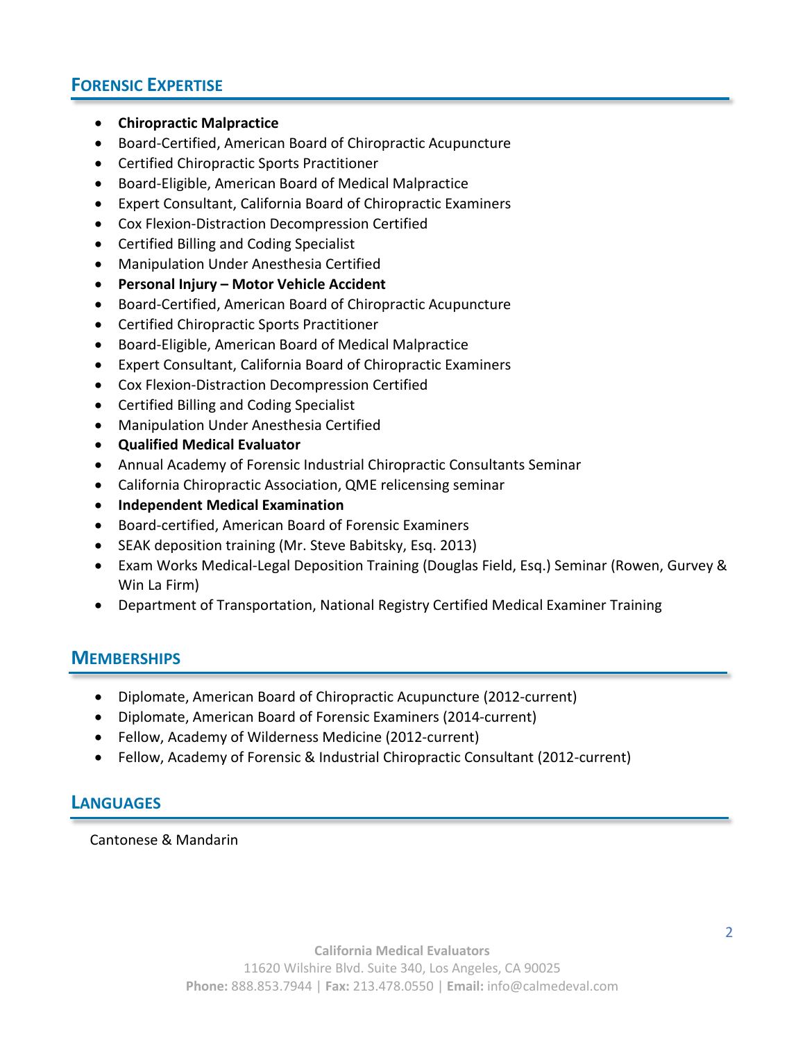## FORENSIC EXPERTISE

- **Chiropractic Malpractice**
- Board-Certified, American Board of Chiropractic Acupuncture
- Certified Chiropractic Sports Practitioner
- Board-Eligible, American Board of Medical Malpractice
- Expert Consultant, California Board of Chiropractic Examiners
- Cox Flexion-Distraction Decompression Certified
- Certified Billing and Coding Specialist
- Manipulation Under Anesthesia Certified
- **Personal Injury – Motor Vehicle Accident**
- Board-Certified, American Board of Chiropractic Acupuncture
- Certified Chiropractic Sports Practitioner
- Board-Eligible, American Board of Medical Malpractice
- Expert Consultant, California Board of Chiropractic Examiners
- Cox Flexion-Distraction Decompression Certified
- Certified Billing and Coding Specialist
- Manipulation Under Anesthesia Certified
- **Qualified Medical Evaluator**
- Annual Academy of Forensic Industrial Chiropractic Consultants Seminar
- California Chiropractic Association, QME relicensing seminar
- **Independent Medical Examination**
- Board-certified, American Board of Forensic Examiners
- SEAK deposition training (Mr. Steve Babitsky, Esq. 2013)
- Exam Works Medical-Legal Deposition Training (Douglas Field, Esq.) Seminar (Rowen, Gurvey & Win La Firm)
- Department of Transportation, National Registry Certified Medical Examiner Training

## MEMBERSHIPS

- Diplomate, American Board of Chiropractic Acupuncture (2012-current)
- Diplomate, American Board of Forensic Examiners (2014-current)
- Fellow, Academy of Wilderness Medicine (2012-current)
- Fellow, Academy of Forensic & Industrial Chiropractic Consultant (2012-current)

## LANGUAGES

Cantonese & Mandarin

**California Medical Evaluators**
11620 Wilshire Blvd. Suite 340, Los Angeles, CA 90025
**Phone:** 888.853.7944 | **Fax:** 213.478.0550 | **Email:** info@calmedeval.com